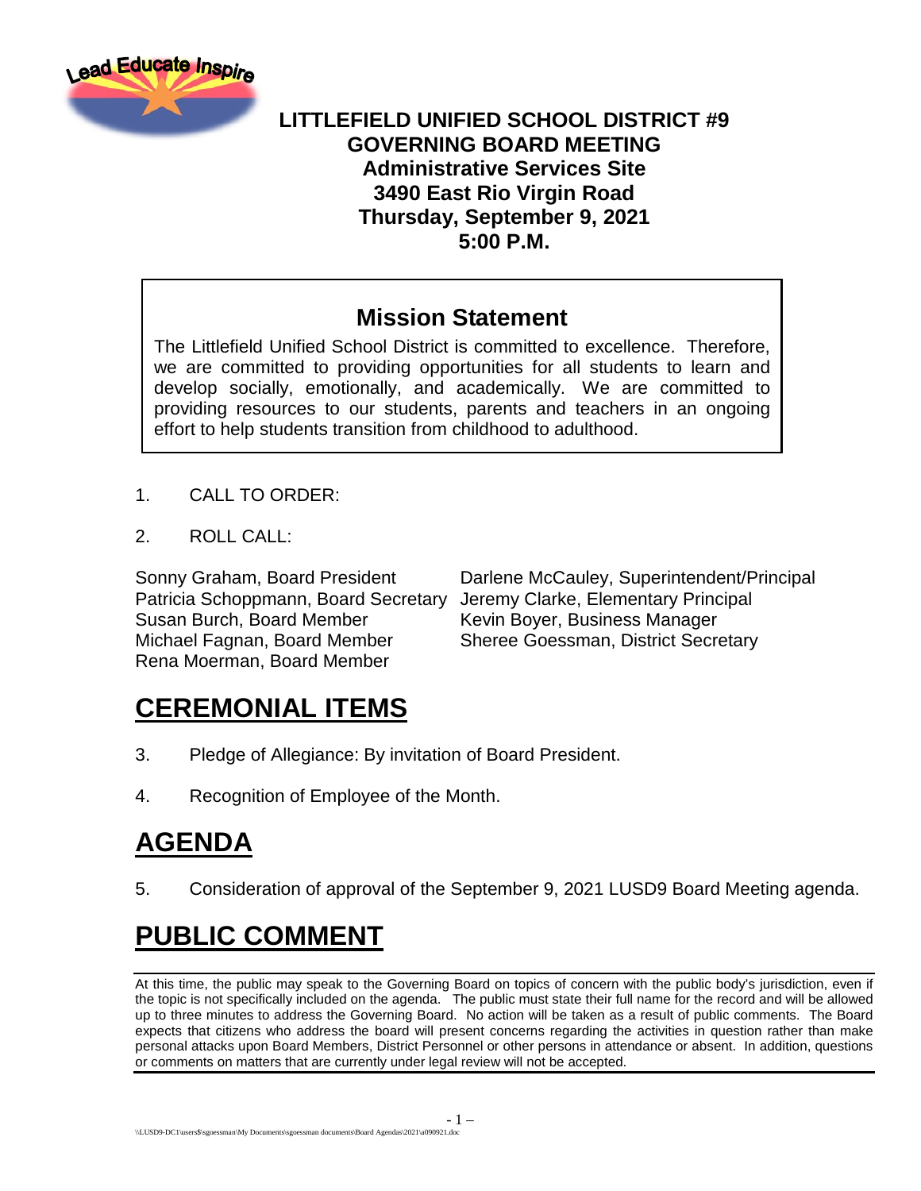Lead Educate Inspire

**LITTLEFIELD UNIFIED SCHOOL DISTRICT #9**
**GOVERNING BOARD MEETING**
**Administrative Services Site**
**3490 East Rio Virgin Road**
**Thursday, September 9, 2021**
**5:00 P.M.**

## Mission Statement

The Littlefield Unified School District is committed to excellence. Therefore, we are committed to providing opportunities for all students to learn and develop socially, emotionally, and academically. We are committed to providing resources to our students, parents and teachers in an ongoing effort to help students transition from childhood to adulthood.

1. CALL TO ORDER:
2. ROLL CALL:

| | |
|---|---|
| Sonny Graham, Board President | Darlene McCauley, Superintendent/Principal |
| Patricia Schoppmann, Board Secretary | Jeremy Clarke, Elementary Principal |
| Susan Burch, Board Member | Kevin Boyer, Business Manager |
| Michael Fagnan, Board Member | Sheree Goessman, District Secretary |
| Rena Moerman, Board Member | |

# CEREMONIAL ITEMS

3. Pledge of Allegiance: By invitation of Board President.
4. Recognition of Employee of the Month.

# AGENDA

5. Consideration of approval of the September 9, 2021 LUSD9 Board Meeting agenda.

# PUBLIC COMMENT

At this time, the public may speak to the Governing Board on topics of concern with the public body's jurisdiction, even if the topic is not specifically included on the agenda. The public must state their full name for the record and will be allowed up to three minutes to address the Governing Board. No action will be taken as a result of public comments. The Board expects that citizens who address the board will present concerns regarding the activities in question rather than make personal attacks upon Board Members, District Personnel or other persons in attendance or absent. In addition, questions or comments on matters that are currently under legal review will not be accepted.

\\LUSD9-DC1\users$\sgoessman\My Documents\sgoessman documents\Board Agendas\2021\a090921.doc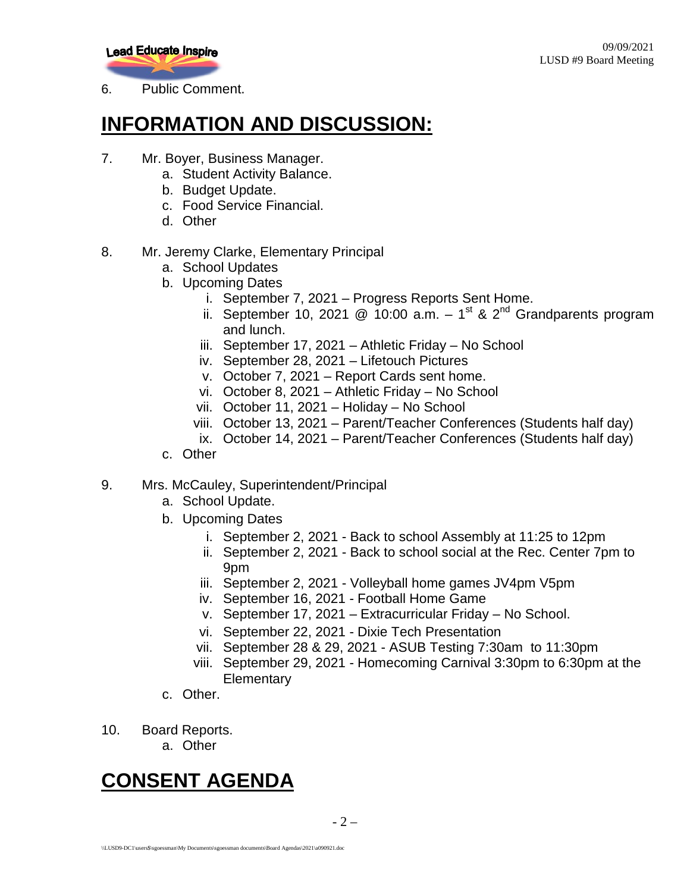6. Public Comment.

## INFORMATION AND DISCUSSION:

7. Mr. Boyer, Business Manager.
   a. Student Activity Balance.
   b. Budget Update.
   c. Food Service Financial.
   d. Other

8. Mr. Jeremy Clarke, Elementary Principal
   a. School Updates
   b. Upcoming Dates
      i. September 7, 2021 – Progress Reports Sent Home.
      ii. September 10, 2021 @ 10:00 a.m. – 1st & 2nd Grandparents program and lunch.
      iii. September 17, 2021 – Athletic Friday – No School
      iv. September 28, 2021 – Lifetouch Pictures
      v. October 7, 2021 – Report Cards sent home.
      vi. October 8, 2021 – Athletic Friday – No School
      vii. October 11, 2021 – Holiday – No School
      viii. October 13, 2021 – Parent/Teacher Conferences (Students half day)
      ix. October 14, 2021 – Parent/Teacher Conferences (Students half day)
   c. Other

9. Mrs. McCauley, Superintendent/Principal
   a. School Update.
   b. Upcoming Dates
      i. September 2, 2021 - Back to school Assembly at 11:25 to 12pm
      ii. September 2, 2021 - Back to school social at the Rec. Center 7pm to 9pm
      iii. September 2, 2021 - Volleyball home games JV4pm V5pm
      iv. September 16, 2021 - Football Home Game
      v. September 17, 2021 – Extracurricular Friday – No School.
      vi. September 22, 2021 - Dixie Tech Presentation
      vii. September 28 & 29, 2021 - ASUB Testing 7:30am to 11:30pm
      viii. September 29, 2021 - Homecoming Carnival 3:30pm to 6:30pm at the Elementary
   c. Other.

10. Board Reports.
    a. Other

## CONSENT AGENDA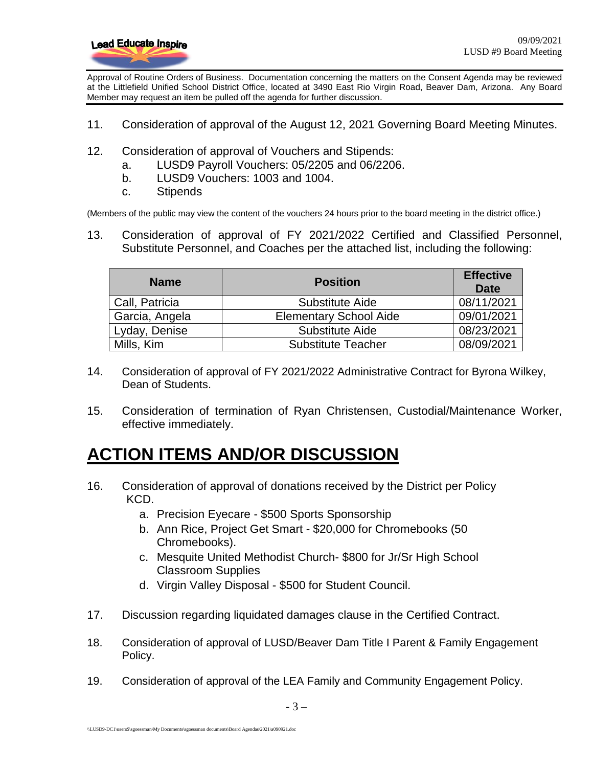Approval of Routine Orders of Business. Documentation concerning the matters on the Consent Agenda may be reviewed at the Littlefield Unified School District Office, located at 3490 East Rio Virgin Road, Beaver Dam, Arizona. Any Board Member may request an item be pulled off the agenda for further discussion.

11. Consideration of approval of the August 12, 2021 Governing Board Meeting Minutes.

12. Consideration of approval of Vouchers and Stipends:
    a. LUSD9 Payroll Vouchers: 05/2205 and 06/2206.
    b. LUSD9 Vouchers: 1003 and 1004.
    c. Stipends

(Members of the public may view the content of the vouchers 24 hours prior to the board meeting in the district office.)

13. Consideration of approval of FY 2021/2022 Certified and Classified Personnel, Substitute Personnel, and Coaches per the attached list, including the following:

| Name | Position | Effective Date |
|---|---|---|
| Call, Patricia | Substitute Aide | 08/11/2021 |
| Garcia, Angela | Elementary School Aide | 09/01/2021 |
| Lyday, Denise | Substitute Aide | 08/23/2021 |
| Mills, Kim | Substitute Teacher | 08/09/2021 |

14. Consideration of approval of FY 2021/2022 Administrative Contract for Byrona Wilkey, Dean of Students.

15. Consideration of termination of Ryan Christensen, Custodial/Maintenance Worker, effective immediately.

# ACTION ITEMS AND/OR DISCUSSION

16. Consideration of approval of donations received by the District per Policy KCD.
    a. Precision Eyecare - $500 Sports Sponsorship
    b. Ann Rice, Project Get Smart - $20,000 for Chromebooks (50 Chromebooks).
    c. Mesquite United Methodist Church- $800 for Jr/Sr High School Classroom Supplies
    d. Virgin Valley Disposal - $500 for Student Council.

17. Discussion regarding liquidated damages clause in the Certified Contract.

18. Consideration of approval of LUSD/Beaver Dam Title I Parent & Family Engagement Policy.

19. Consideration of approval of the LEA Family and Community Engagement Policy.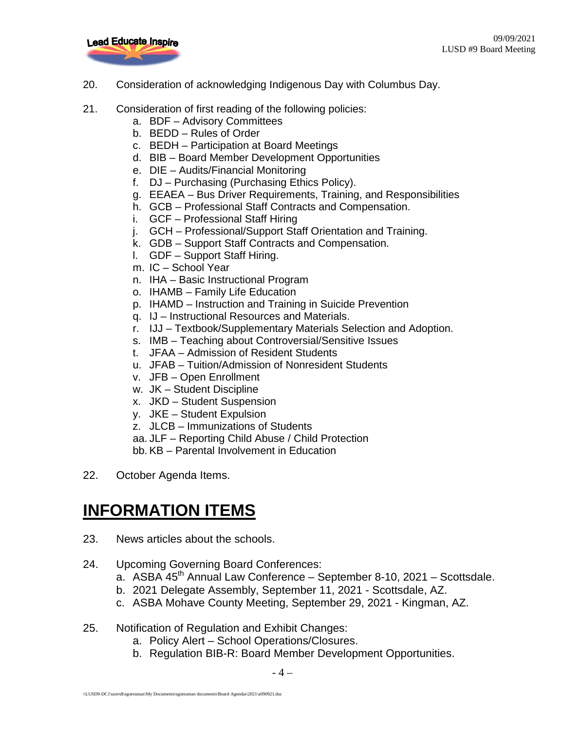20. Consideration of acknowledging Indigenous Day with Columbus Day.

21. Consideration of first reading of the following policies:
    - a. BDF – Advisory Committees
    - b. BEDD – Rules of Order
    - c. BEDH – Participation at Board Meetings
    - d. BIB – Board Member Development Opportunities
    - e. DIE – Audits/Financial Monitoring
    - f. DJ – Purchasing (Purchasing Ethics Policy).
    - g. EEAEA – Bus Driver Requirements, Training, and Responsibilities
    - h. GCB – Professional Staff Contracts and Compensation.
    - i. GCF – Professional Staff Hiring
    - j. GCH – Professional/Support Staff Orientation and Training.
    - k. GDB – Support Staff Contracts and Compensation.
    - l. GDF – Support Staff Hiring.
    - m. IC – School Year
    - n. IHA – Basic Instructional Program
    - o. IHAMB – Family Life Education
    - p. IHAMD – Instruction and Training in Suicide Prevention
    - q. IJ – Instructional Resources and Materials.
    - r. IJJ – Textbook/Supplementary Materials Selection and Adoption.
    - s. IMB – Teaching about Controversial/Sensitive Issues
    - t. JFAA – Admission of Resident Students
    - u. JFAB – Tuition/Admission of Nonresident Students
    - v. JFB – Open Enrollment
    - w. JK – Student Discipline
    - x. JKD – Student Suspension
    - y. JKE – Student Expulsion
    - z. JLCB – Immunizations of Students
    - aa. JLF – Reporting Child Abuse / Child Protection
    - bb. KB – Parental Involvement in Education

22. October Agenda Items.

# INFORMATION ITEMS

23. News articles about the schools.

24. Upcoming Governing Board Conferences:
    - a. ASBA 45th Annual Law Conference – September 8-10, 2021 – Scottsdale.
    - b. 2021 Delegate Assembly, September 11, 2021 - Scottsdale, AZ.
    - c. ASBA Mohave County Meeting, September 29, 2021 - Kingman, AZ.

25. Notification of Regulation and Exhibit Changes:
    - a. Policy Alert – School Operations/Closures.
    - b. Regulation BIB-R: Board Member Development Opportunities.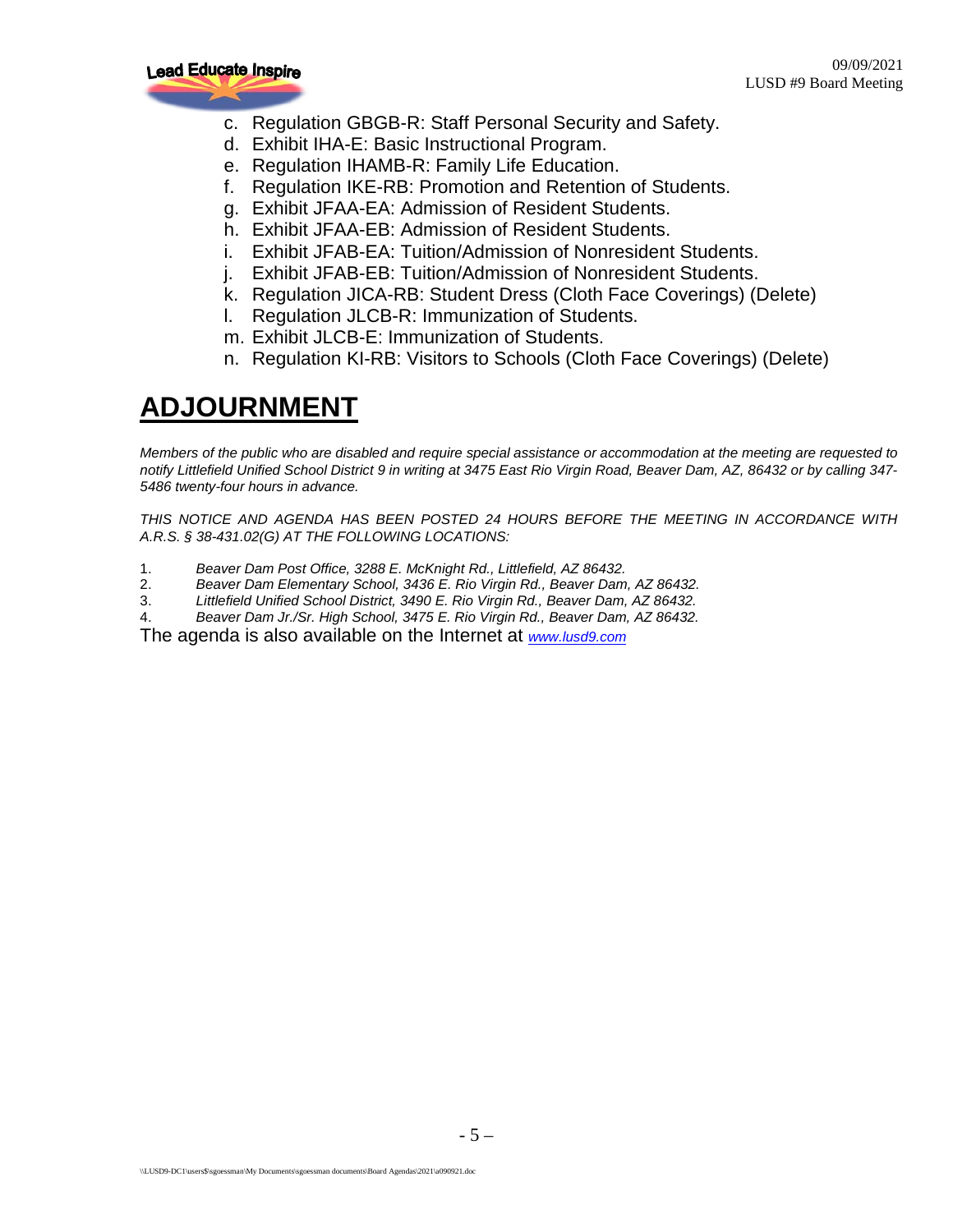c. Regulation GBGB-R: Staff Personal Security and Safety.
d. Exhibit IHA-E: Basic Instructional Program.
e. Regulation IHAMB-R: Family Life Education.
f. Regulation IKE-RB: Promotion and Retention of Students.
g. Exhibit JFAA-EA: Admission of Resident Students.
h. Exhibit JFAA-EB: Admission of Resident Students.
i. Exhibit JFAB-EA: Tuition/Admission of Nonresident Students.
j. Exhibit JFAB-EB: Tuition/Admission of Nonresident Students.
k. Regulation JICA-RB: Student Dress (Cloth Face Coverings) (Delete)
l. Regulation JLCB-R: Immunization of Students.
m. Exhibit JLCB-E: Immunization of Students.
n. Regulation KI-RB: Visitors to Schools (Cloth Face Coverings) (Delete)

# ADJOURNMENT

*Members of the public who are disabled and require special assistance or accommodation at the meeting are requested to notify Littlefield Unified School District 9 in writing at 3475 East Rio Virgin Road, Beaver Dam, AZ, 86432 or by calling 347-5486 twenty-four hours in advance.*

*THIS NOTICE AND AGENDA HAS BEEN POSTED 24 HOURS BEFORE THE MEETING IN ACCORDANCE WITH A.R.S. § 38-431.02(G) AT THE FOLLOWING LOCATIONS:*

1. *Beaver Dam Post Office, 3288 E. McKnight Rd., Littlefield, AZ 86432.*
2. *Beaver Dam Elementary School, 3436 E. Rio Virgin Rd., Beaver Dam, AZ 86432.*
3. *Littlefield Unified School District, 3490 E. Rio Virgin Rd., Beaver Dam, AZ 86432.*
4. *Beaver Dam Jr./Sr. High School, 3475 E. Rio Virgin Rd., Beaver Dam, AZ 86432.*

The agenda is also available on the Internet at *www.lusd9.com*